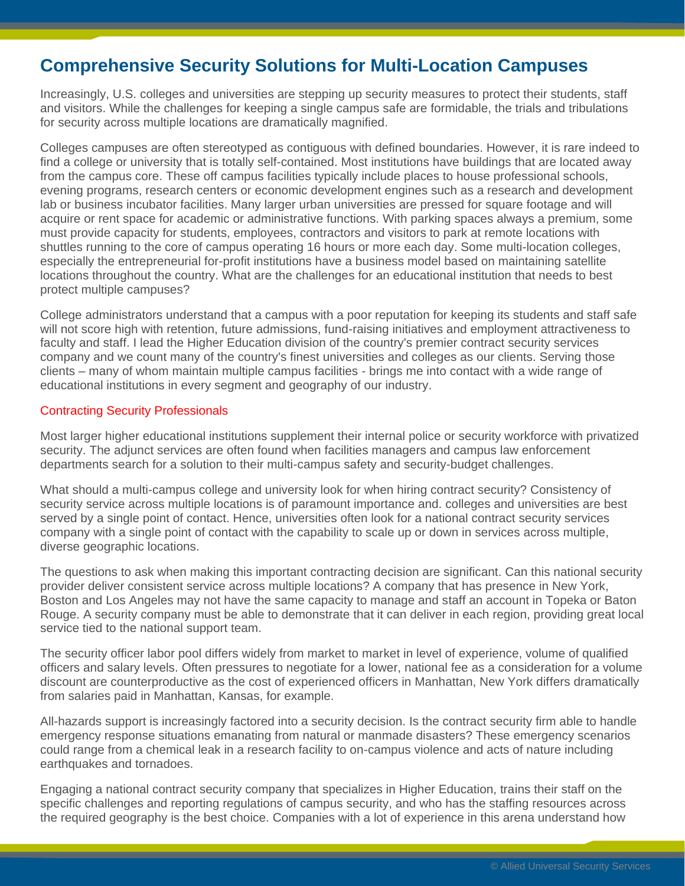# Comprehensive Security Solutions for Multi-Location Campuses

Increasingly, U.S. colleges and universities are stepping up security measures to protect their students, staff and visitors. While the challenges for keeping a single campus safe are formidable, the trials and tribulations for security across multiple locations are dramatically magnified.

Colleges campuses are often stereotyped as contiguous with defined boundaries. However, it is rare indeed to find a college or university that is totally self-contained. Most institutions have buildings that are located away from the campus core. These off campus facilities typically include places to house professional schools, evening programs, research centers or economic development engines such as a research and development lab or business incubator facilities. Many larger urban universities are pressed for square footage and will acquire or rent space for academic or administrative functions. With parking spaces always a premium, some must provide capacity for students, employees, contractors and visitors to park at remote locations with shuttles running to the core of campus operating 16 hours or more each day. Some multi-location colleges, especially the entrepreneurial for-profit institutions have a business model based on maintaining satellite locations throughout the country. What are the challenges for an educational institution that needs to best protect multiple campuses?

College administrators understand that a campus with a poor reputation for keeping its students and staff safe will not score high with retention, future admissions, fund-raising initiatives and employment attractiveness to faculty and staff. I lead the Higher Education division of the country's premier contract security services company and we count many of the country's finest universities and colleges as our clients. Serving those clients – many of whom maintain multiple campus facilities - brings me into contact with a wide range of educational institutions in every segment and geography of our industry.

## Contracting Security Professionals

Most larger higher educational institutions supplement their internal police or security workforce with privatized security. The adjunct services are often found when facilities managers and campus law enforcement departments search for a solution to their multi-campus safety and security-budget challenges.

What should a multi-campus college and university look for when hiring contract security? Consistency of security service across multiple locations is of paramount importance and. colleges and universities are best served by a single point of contact. Hence, universities often look for a national contract security services company with a single point of contact with the capability to scale up or down in services across multiple, diverse geographic locations.

The questions to ask when making this important contracting decision are significant. Can this national security provider deliver consistent service across multiple locations? A company that has presence in New York, Boston and Los Angeles may not have the same capacity to manage and staff an account in Topeka or Baton Rouge. A security company must be able to demonstrate that it can deliver in each region, providing great local service tied to the national support team.

The security officer labor pool differs widely from market to market in level of experience, volume of qualified officers and salary levels. Often pressures to negotiate for a lower, national fee as a consideration for a volume discount are counterproductive as the cost of experienced officers in Manhattan, New York differs dramatically from salaries paid in Manhattan, Kansas, for example.

All-hazards support is increasingly factored into a security decision. Is the contract security firm able to handle emergency response situations emanating from natural or manmade disasters? These emergency scenarios could range from a chemical leak in a research facility to on-campus violence and acts of nature including earthquakes and tornadoes.

Engaging a national contract security company that specializes in Higher Education, trains their staff on the specific challenges and reporting regulations of campus security, and who has the staffing resources across the required geography is the best choice. Companies with a lot of experience in this arena understand how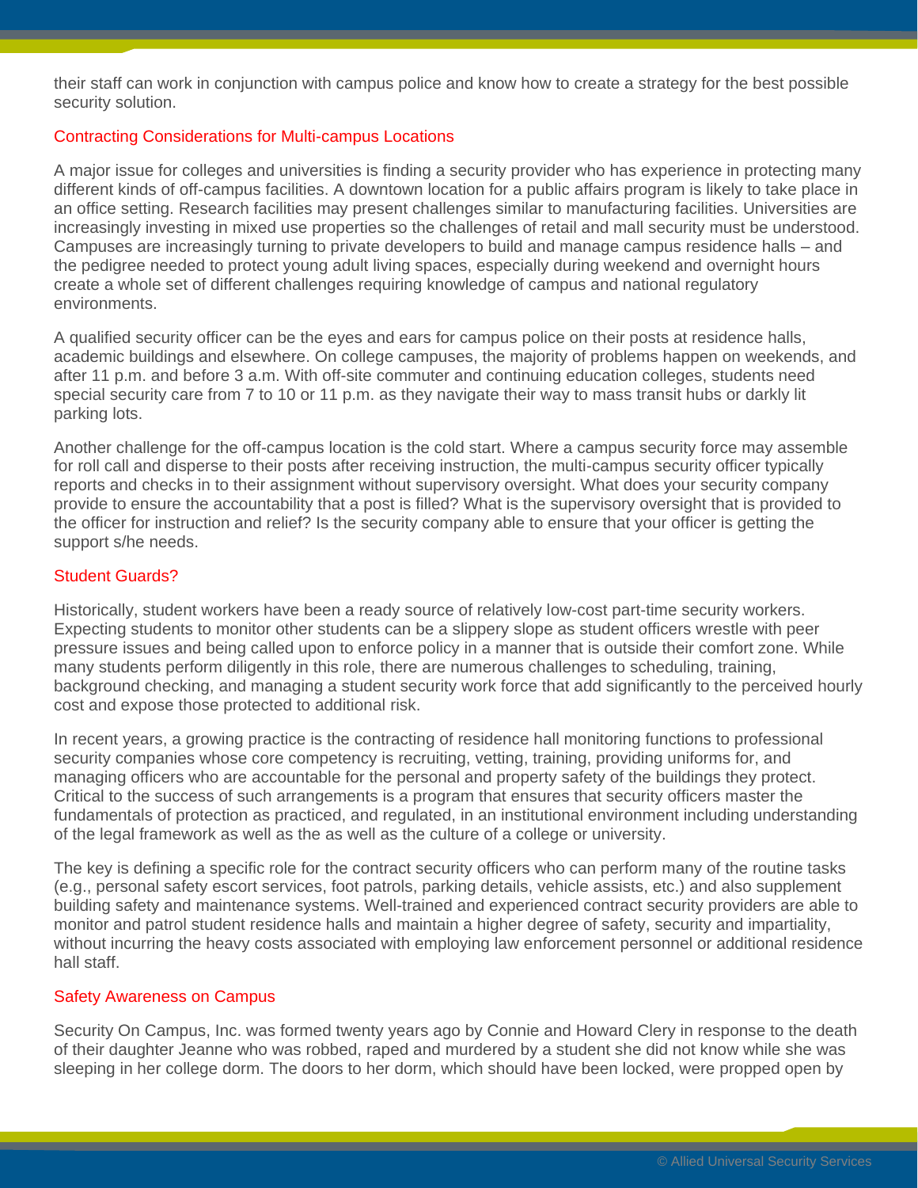their staff can work in conjunction with campus police and know how to create a strategy for the best possible security solution.

## Contracting Considerations for Multi-campus Locations

A major issue for colleges and universities is finding a security provider who has experience in protecting many different kinds of off-campus facilities. A downtown location for a public affairs program is likely to take place in an office setting. Research facilities may present challenges similar to manufacturing facilities. Universities are increasingly investing in mixed use properties so the challenges of retail and mall security must be understood. Campuses are increasingly turning to private developers to build and manage campus residence halls – and the pedigree needed to protect young adult living spaces, especially during weekend and overnight hours create a whole set of different challenges requiring knowledge of campus and national regulatory environments.

A qualified security officer can be the eyes and ears for campus police on their posts at residence halls, academic buildings and elsewhere. On college campuses, the majority of problems happen on weekends, and after 11 p.m. and before 3 a.m. With off-site commuter and continuing education colleges, students need special security care from 7 to 10 or 11 p.m. as they navigate their way to mass transit hubs or darkly lit parking lots.

Another challenge for the off-campus location is the cold start. Where a campus security force may assemble for roll call and disperse to their posts after receiving instruction, the multi-campus security officer typically reports and checks in to their assignment without supervisory oversight. What does your security company provide to ensure the accountability that a post is filled? What is the supervisory oversight that is provided to the officer for instruction and relief? Is the security company able to ensure that your officer is getting the support s/he needs.

## Student Guards?

Historically, student workers have been a ready source of relatively low-cost part-time security workers. Expecting students to monitor other students can be a slippery slope as student officers wrestle with peer pressure issues and being called upon to enforce policy in a manner that is outside their comfort zone. While many students perform diligently in this role, there are numerous challenges to scheduling, training, background checking, and managing a student security work force that add significantly to the perceived hourly cost and expose those protected to additional risk.

In recent years, a growing practice is the contracting of residence hall monitoring functions to professional security companies whose core competency is recruiting, vetting, training, providing uniforms for, and managing officers who are accountable for the personal and property safety of the buildings they protect. Critical to the success of such arrangements is a program that ensures that security officers master the fundamentals of protection as practiced, and regulated, in an institutional environment including understanding of the legal framework as well as the as well as the culture of a college or university.

The key is defining a specific role for the contract security officers who can perform many of the routine tasks (e.g., personal safety escort services, foot patrols, parking details, vehicle assists, etc.) and also supplement building safety and maintenance systems. Well-trained and experienced contract security providers are able to monitor and patrol student residence halls and maintain a higher degree of safety, security and impartiality, without incurring the heavy costs associated with employing law enforcement personnel or additional residence hall staff.

## Safety Awareness on Campus

Security On Campus, Inc. was formed twenty years ago by Connie and Howard Clery in response to the death of their daughter Jeanne who was robbed, raped and murdered by a student she did not know while she was sleeping in her college dorm. The doors to her dorm, which should have been locked, were propped open by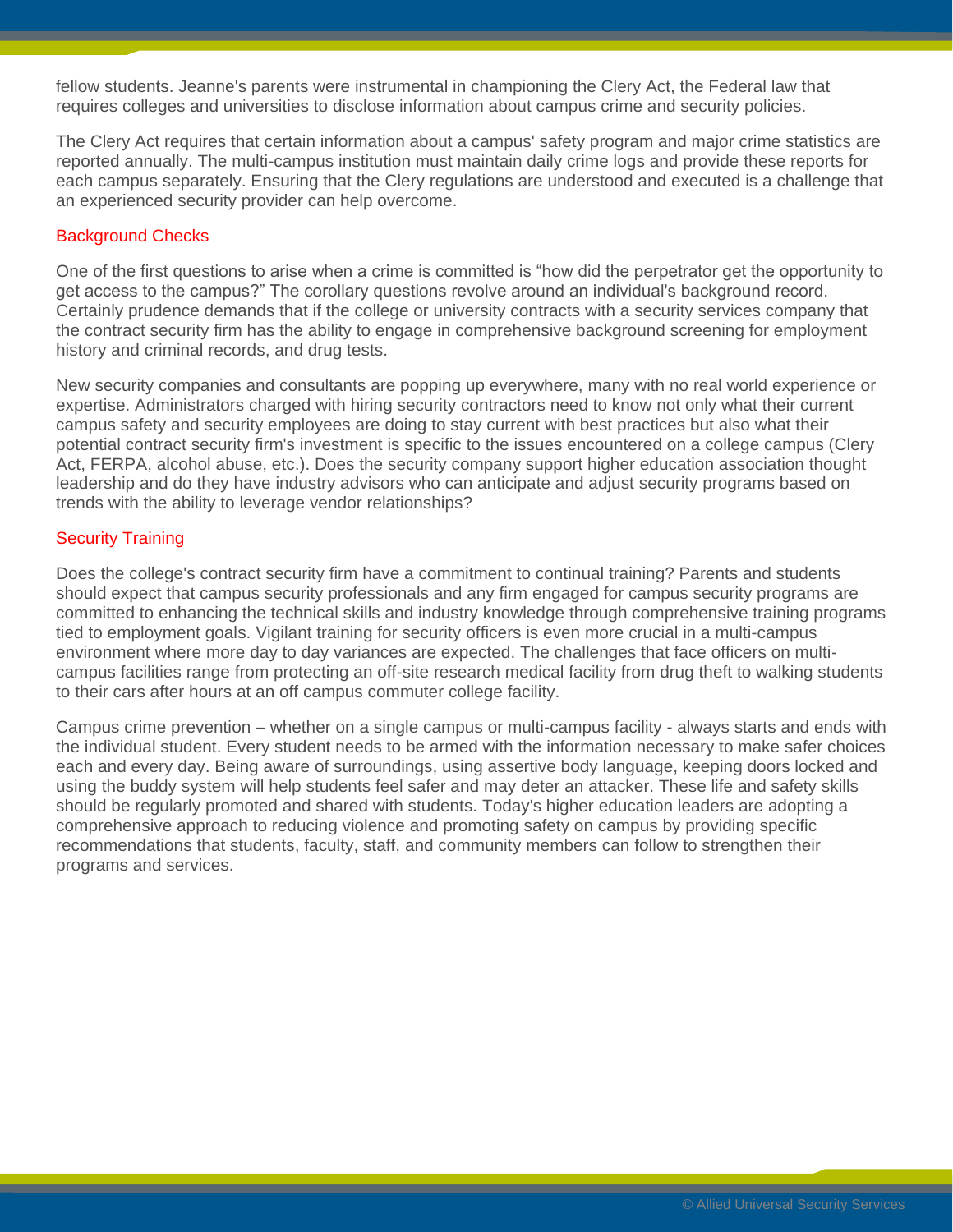fellow students. Jeanne's parents were instrumental in championing the Clery Act, the Federal law that requires colleges and universities to disclose information about campus crime and security policies.

The Clery Act requires that certain information about a campus' safety program and major crime statistics are reported annually. The multi-campus institution must maintain daily crime logs and provide these reports for each campus separately. Ensuring that the Clery regulations are understood and executed is a challenge that an experienced security provider can help overcome.

## Background Checks

One of the first questions to arise when a crime is committed is "how did the perpetrator get the opportunity to get access to the campus?" The corollary questions revolve around an individual's background record. Certainly prudence demands that if the college or university contracts with a security services company that the contract security firm has the ability to engage in comprehensive background screening for employment history and criminal records, and drug tests.

New security companies and consultants are popping up everywhere, many with no real world experience or expertise. Administrators charged with hiring security contractors need to know not only what their current campus safety and security employees are doing to stay current with best practices but also what their potential contract security firm's investment is specific to the issues encountered on a college campus (Clery Act, FERPA, alcohol abuse, etc.). Does the security company support higher education association thought leadership and do they have industry advisors who can anticipate and adjust security programs based on trends with the ability to leverage vendor relationships?

## Security Training

Does the college's contract security firm have a commitment to continual training? Parents and students should expect that campus security professionals and any firm engaged for campus security programs are committed to enhancing the technical skills and industry knowledge through comprehensive training programs tied to employment goals. Vigilant training for security officers is even more crucial in a multi-campus environment where more day to day variances are expected. The challenges that face officers on multi-campus facilities range from protecting an off-site research medical facility from drug theft to walking students to their cars after hours at an off campus commuter college facility.

Campus crime prevention – whether on a single campus or multi-campus facility - always starts and ends with the individual student. Every student needs to be armed with the information necessary to make safer choices each and every day. Being aware of surroundings, using assertive body language, keeping doors locked and using the buddy system will help students feel safer and may deter an attacker. These life and safety skills should be regularly promoted and shared with students. Today's higher education leaders are adopting a comprehensive approach to reducing violence and promoting safety on campus by providing specific recommendations that students, faculty, staff, and community members can follow to strengthen their programs and services.